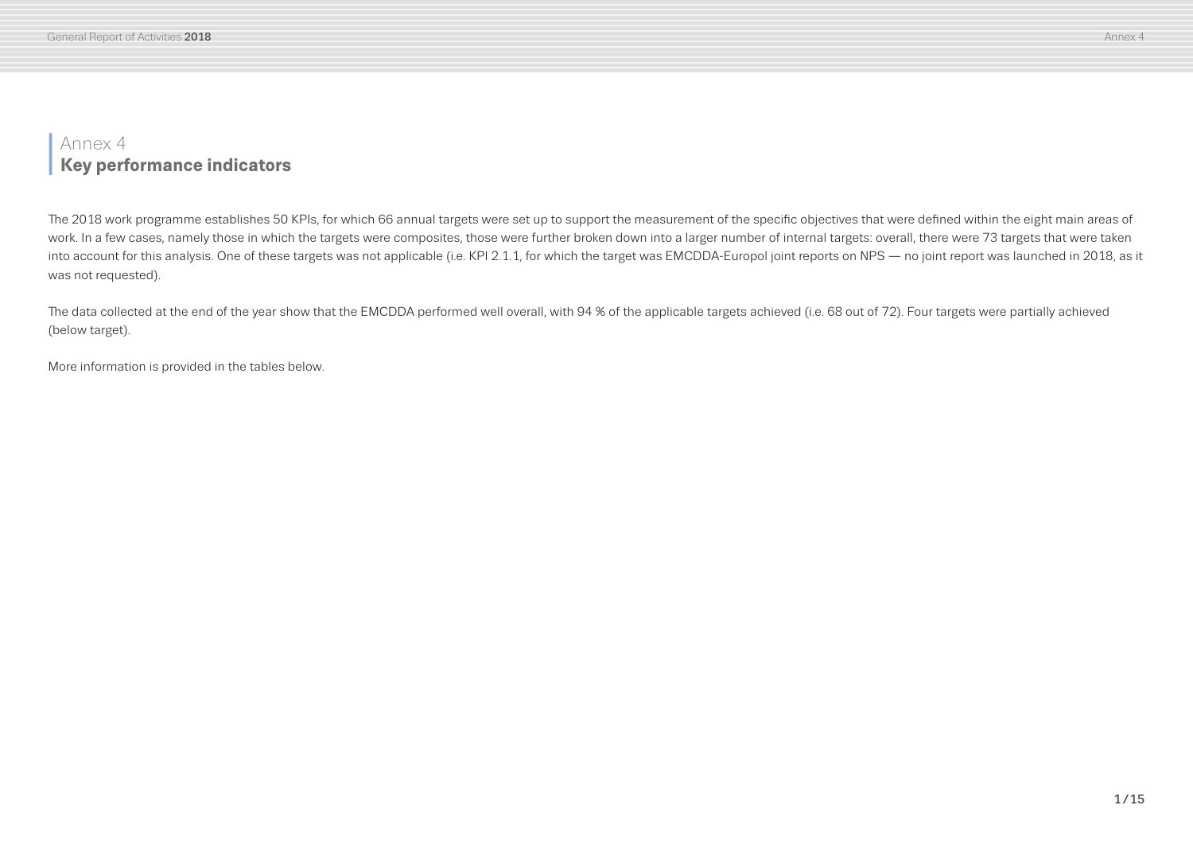# Annex 4
## Key performance indicators

The 2018 work programme establishes 50 KPIs, for which 66 annual targets were set up to support the measurement of the specific objectives that were defined within the eight main areas of work. In a few cases, namely those in which the targets were composites, those were further broken down into a larger number of internal targets: overall, there were 73 targets that were taken into account for this analysis. One of these targets was not applicable (i.e. KPI 2.1.1, for which the target was EMCDDA-Europol joint reports on NPS — no joint report was launched in 2018, as it was not requested).

The data collected at the end of the year show that the EMCDDA performed well overall, with 94 % of the applicable targets achieved (i.e. 68 out of 72). Four targets were partially achieved (below target).

More information is provided in the tables below.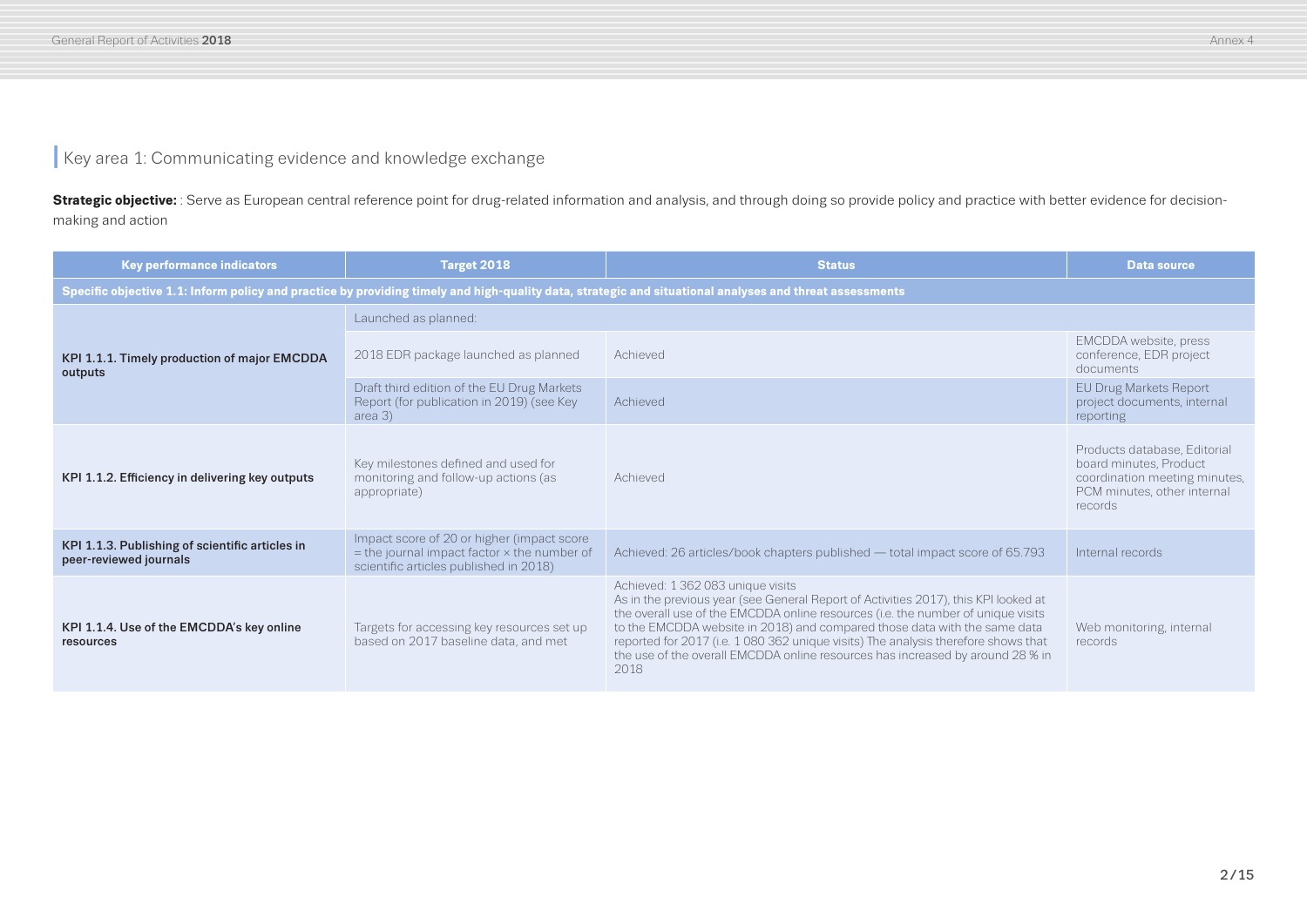## Key area 1: Communicating evidence and knowledge exchange

**Strategic objective:** : Serve as European central reference point for drug-related information and analysis, and through doing so provide policy and practice with better evidence for decision-making and action

| Key performance indicators | Target 2018 | Status | Data source |
|---|---|---|---|
| **Specific objective 1.1: Inform policy and practice by providing timely and high-quality data, strategic and situational analyses and threat assessments** | | | |
| **KPI 1.1.1. Timely production of major EMCDDA outputs** | Launched as planned: | | |
| | 2018 EDR package launched as planned | Achieved | EMCDDA website, press conference, EDR project documents |
| | Draft third edition of the EU Drug Markets Report (for publication in 2019) (see Key area 3) | Achieved | EU Drug Markets Report project documents, internal reporting |
| **KPI 1.1.2. Efficiency in delivering key outputs** | Key milestones defined and used for monitoring and follow-up actions (as appropriate) | Achieved | Products database, Editorial board minutes, Product coordination meeting minutes, PCM minutes, other internal records |
| **KPI 1.1.3. Publishing of scientific articles in peer-reviewed journals** | Impact score of 20 or higher (impact score = the journal impact factor × the number of scientific articles published in 2018) | Achieved: 26 articles/book chapters published — total impact score of 65.793 | Internal records |
| **KPI 1.1.4. Use of the EMCDDA's key online resources** | Targets for accessing key resources set up based on 2017 baseline data, and met | Achieved: 1 362 083 unique visits<br>As in the previous year (see General Report of Activities 2017), this KPI looked at the overall use of the EMCDDA online resources (i.e. the number of unique visits to the EMCDDA website in 2018) and compared those data with the same data reported for 2017 (i.e. 1 080 362 unique visits) The analysis therefore shows that the use of the overall EMCDDA online resources has increased by around 28 % in 2018 | Web monitoring, internal records |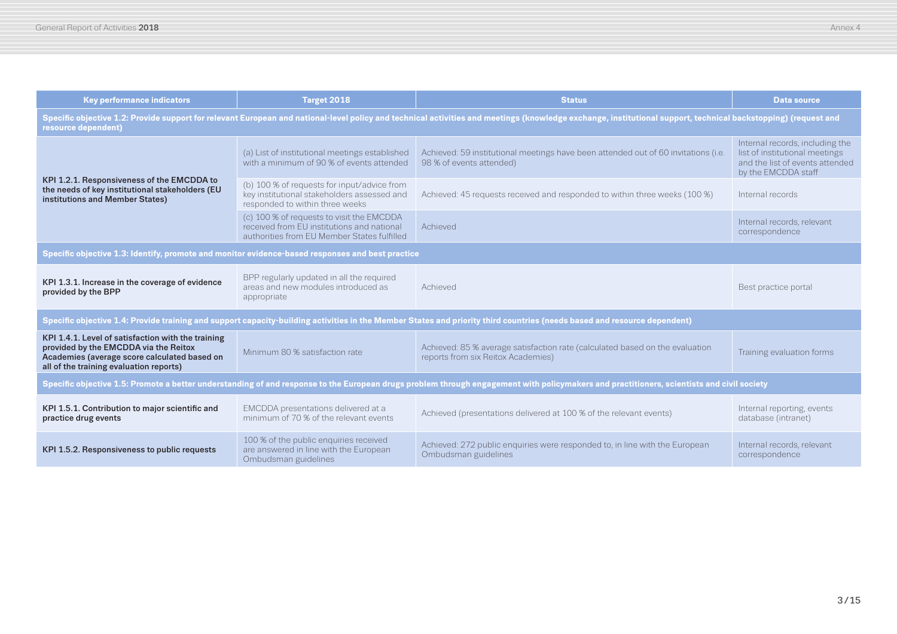| Key performance indicators | Target 2018 | Status | Data source |
|---|---|---|---|
| **Specific objective 1.2: Provide support for relevant European and national-level policy and technical activities and meetings (knowledge exchange, institutional support, technical backstopping) (request and resource dependent)** | | | |
| **KPI 1.2.1. Responsiveness of the EMCDDA to the needs of key institutional stakeholders (EU institutions and Member States)** | (a) List of institutional meetings established with a minimum of 90 % of events attended | Achieved: 59 institutional meetings have been attended out of 60 invitations (i.e. 98 % of events attended) | Internal records, including the list of institutional meetings and the list of events attended by the EMCDDA staff |
| | (b) 100 % of requests for input/advice from key institutional stakeholders assessed and responded to within three weeks | Achieved: 45 requests received and responded to within three weeks (100 %) | Internal records |
| | (c) 100 % of requests to visit the EMCDDA received from EU institutions and national authorities from EU Member States fulfilled | Achieved | Internal records, relevant correspondence |
| **Specific objective 1.3: Identify, promote and monitor evidence-based responses and best practice** | | | |
| **KPI 1.3.1. Increase in the coverage of evidence provided by the BPP** | BPP regularly updated in all the required areas and new modules introduced as appropriate | Achieved | Best practice portal |
| **Specific objective 1.4: Provide training and support capacity-building activities in the Member States and priority third countries (needs based and resource dependent)** | | | |
| **KPI 1.4.1. Level of satisfaction with the training provided by the EMCDDA via the Reitox Academies (average score calculated based on all of the training evaluation reports)** | Minimum 80 % satisfaction rate | Achieved: 85 % average satisfaction rate (calculated based on the evaluation reports from six Reitox Academies) | Training evaluation forms |
| **Specific objective 1.5: Promote a better understanding of and response to the European drugs problem through engagement with policymakers and practitioners, scientists and civil society** | | | |
| **KPI 1.5.1. Contribution to major scientific and practice drug events** | EMCDDA presentations delivered at a minimum of 70 % of the relevant events | Achieved (presentations delivered at 100 % of the relevant events) | Internal reporting, events database (intranet) |
| **KPI 1.5.2. Responsiveness to public requests** | 100 % of the public enquiries received are answered in line with the European Ombudsman guidelines | Achieved: 272 public enquiries were responded to, in line with the European Ombudsman guidelines | Internal records, relevant correspondence |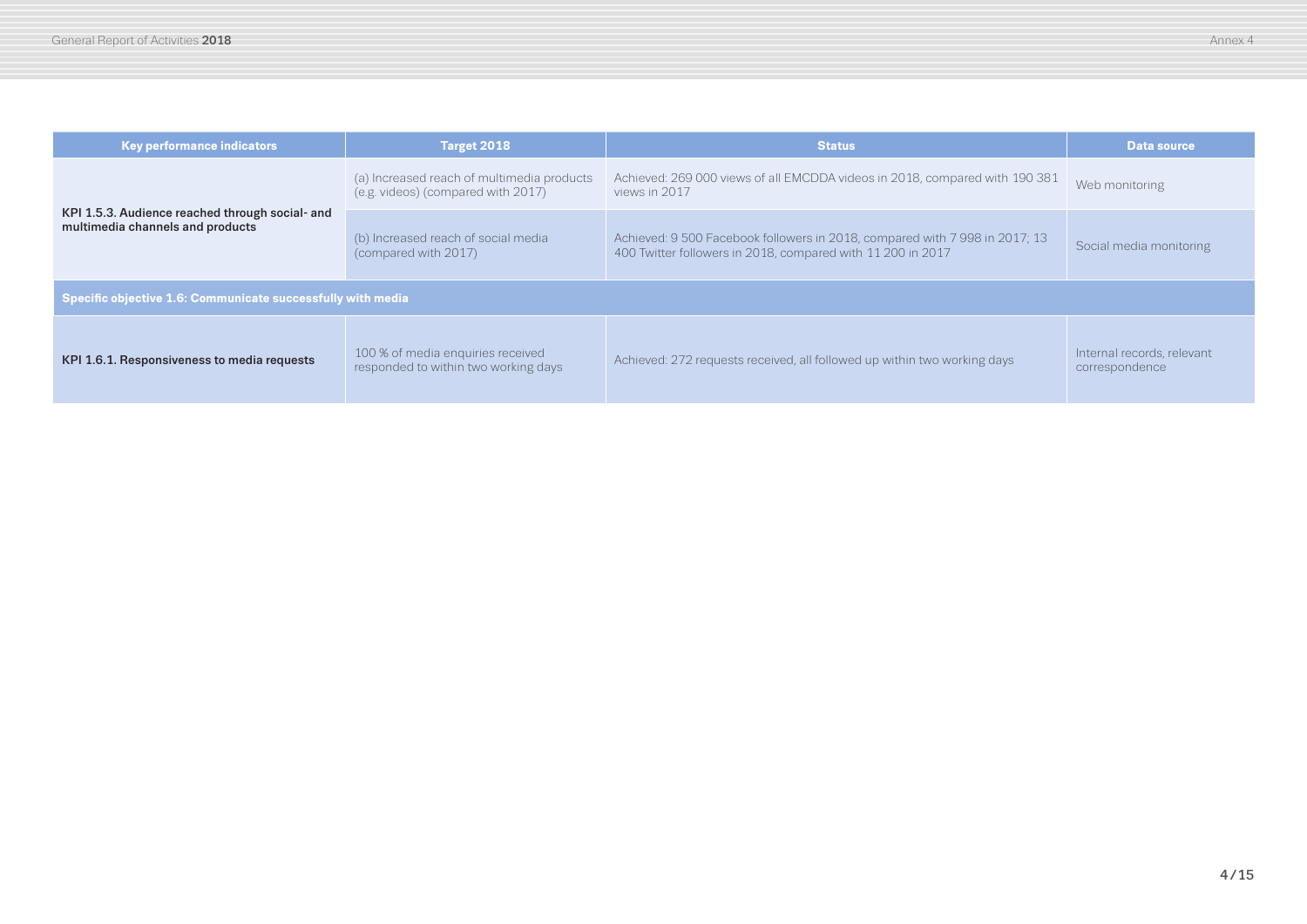| Key performance indicators | Target 2018 | Status | Data source |
|---|---|---|---|
| **KPI 1.5.3. Audience reached through social- and multimedia channels and products** | (a) Increased reach of multimedia products (e.g. videos) (compared with 2017) | Achieved: 269 000 views of all EMCDDA videos in 2018, compared with 190 381 views in 2017 | Web monitoring |
| | (b) Increased reach of social media (compared with 2017) | Achieved: 9 500 Facebook followers in 2018, compared with 7 998 in 2017; 13 400 Twitter followers in 2018, compared with 11 200 in 2017 | Social media monitoring |
| **Specific objective 1.6: Communicate successfully with media** | | | |
| **KPI 1.6.1. Responsiveness to media requests** | 100 % of media enquiries received responded to within two working days | Achieved: 272 requests received, all followed up within two working days | Internal records, relevant correspondence |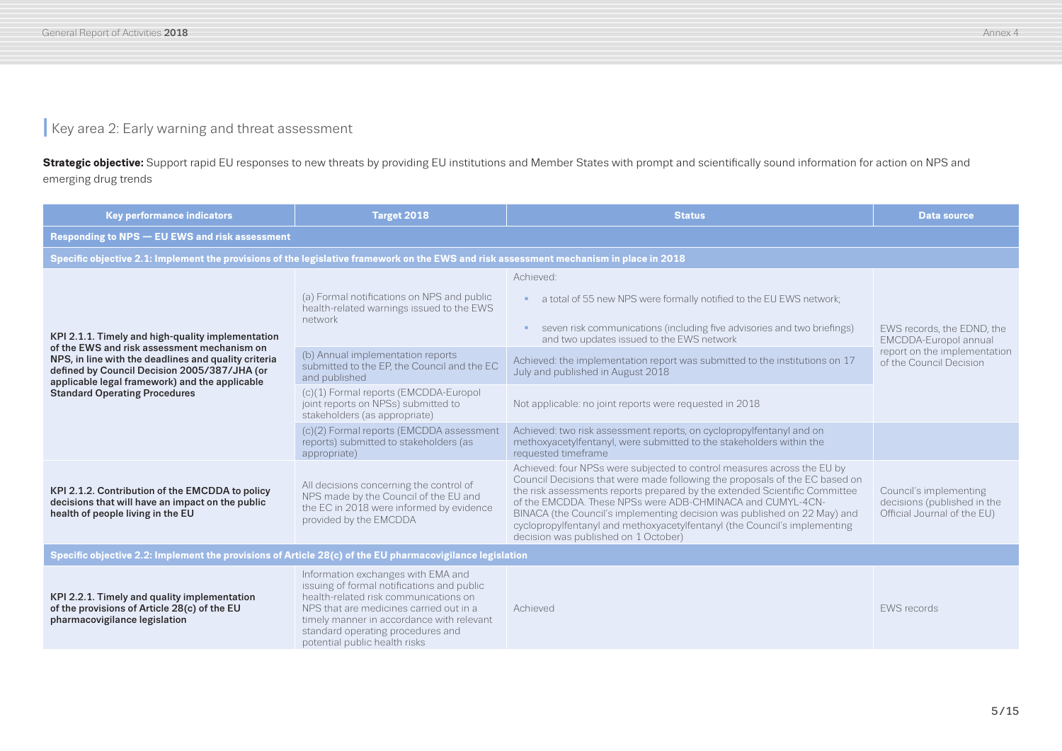## Key area 2: Early warning and threat assessment

**Strategic objective:** Support rapid EU responses to new threats by providing EU institutions and Member States with prompt and scientifically sound information for action on NPS and emerging drug trends

| Key performance indicators | Target 2018 | Status | Data source |
|---|---|---|---|
| **Responding to NPS — EU EWS and risk assessment** | | | |
| **Specific objective 2.1: Implement the provisions of the legislative framework on the EWS and risk assessment mechanism in place in 2018** | | | |
| **KPI 2.1.1. Timely and high-quality implementation of the EWS and risk assessment mechanism on NPS, in line with the deadlines and quality criteria defined by Council Decision 2005/387/JHA (or applicable legal framework) and the applicable Standard Operating Procedures** | (a) Formal notifications on NPS and public health-related warnings issued to the EWS network | Achieved:<br>▪ a total of 55 new NPS were formally notified to the EU EWS network;<br>▪ seven risk communications (including five advisories and two briefings) and two updates issued to the EWS network | EWS records, the EDND, the EMCDDA-Europol annual report on the implementation of the Council Decision |
| | (b) Annual implementation reports submitted to the EP, the Council and the EC and published | Achieved: the implementation report was submitted to the institutions on 17 July and published in August 2018 | |
| | (c)(1) Formal reports (EMCDDA-Europol joint reports on NPSs) submitted to stakeholders (as appropriate) | Not applicable: no joint reports were requested in 2018 | |
| | (c)(2) Formal reports (EMCDDA assessment reports) submitted to stakeholders (as appropriate) | Achieved: two risk assessment reports, on cyclopropylfentanyl and on methoxyacetylfentanyl, were submitted to the stakeholders within the requested timeframe | |
| **KPI 2.1.2. Contribution of the EMCDDA to policy decisions that will have an impact on the public health of people living in the EU** | All decisions concerning the control of NPS made by the Council of the EU and the EC in 2018 were informed by evidence provided by the EMCDDA | Achieved: four NPSs were subjected to control measures across the EU by Council Decisions that were made following the proposals of the EC based on the risk assessments reports prepared by the extended Scientific Committee of the EMCDDA. These NPSs were ADB-CHMINACA and CUMYL-4CN-BINACA (the Council's implementing decision was published on 22 May) and cyclopropylfentanyl and methoxyacetylfentanyl (the Council's implementing decision was published on 1 October) | Council's implementing decisions (published in the Official Journal of the EU) |
| **Specific objective 2.2: Implement the provisions of Article 28(c) of the EU pharmacovigilance legislation** | | | |
| **KPI 2.2.1. Timely and quality implementation of the provisions of Article 28(c) of the EU pharmacovigilance legislation** | Information exchanges with EMA and issuing of formal notifications and public health-related risk communications on NPS that are medicines carried out in a timely manner in accordance with relevant standard operating procedures and potential public health risks | Achieved | EWS records |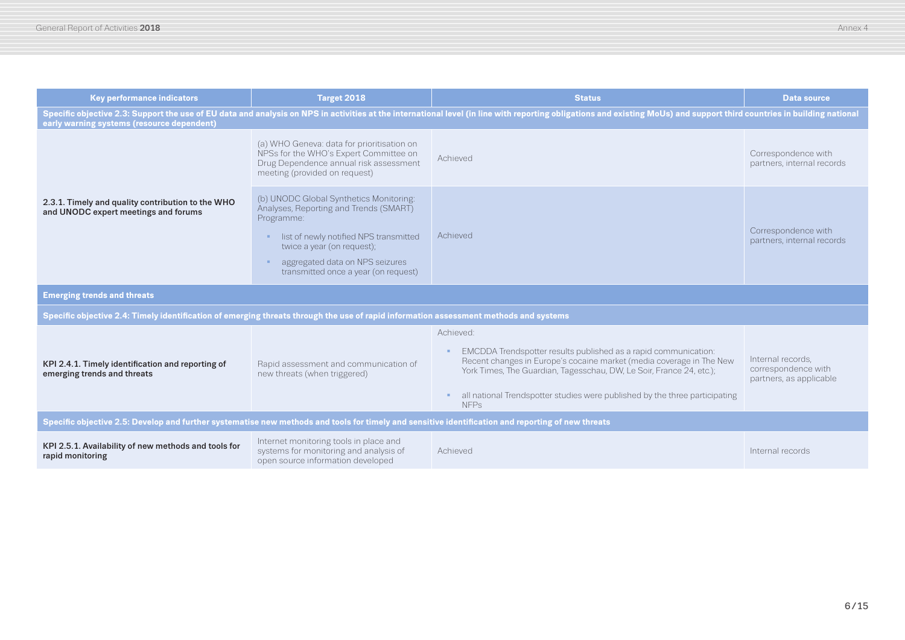| Key performance indicators | Target 2018 | Status | Data source |
|---|---|---|---|
| **Specific objective 2.3: Support the use of EU data and analysis on NPS in activities at the international level (in line with reporting obligations and existing MoUs) and support third countries in building national early warning systems (resource dependent)** | | | |
| **2.3.1. Timely and quality contribution to the WHO and UNODC expert meetings and forums** | (a) WHO Geneva: data for prioritisation on NPSs for the WHO's Expert Committee on Drug Dependence annual risk assessment meeting (provided on request) | Achieved | Correspondence with partners, internal records |
| | (b) UNODC Global Synthetics Monitoring: Analyses, Reporting and Trends (SMART) Programme:<br>▪ list of newly notified NPS transmitted twice a year (on request);<br>▪ aggregated data on NPS seizures transmitted once a year (on request) | Achieved | Correspondence with partners, internal records |
| **Emerging trends and threats** | | | |
| **Specific objective 2.4: Timely identification of emerging threats through the use of rapid information assessment methods and systems** | | | |
| **KPI 2.4.1. Timely identification and reporting of emerging trends and threats** | Rapid assessment and communication of new threats (when triggered) | Achieved:<br>▪ EMCDDA Trendspotter results published as a rapid communication: Recent changes in Europe's cocaine market (media coverage in The New York Times, The Guardian, Tagesschau, DW, Le Soir, France 24, etc.);<br>▪ all national Trendspotter studies were published by the three participating NFPs | Internal records, correspondence with partners, as applicable |
| **Specific objective 2.5: Develop and further systematise new methods and tools for timely and sensitive identification and reporting of new threats** | | | |
| **KPI 2.5.1. Availability of new methods and tools for rapid monitoring** | Internet monitoring tools in place and systems for monitoring and analysis of open source information developed | Achieved | Internal records |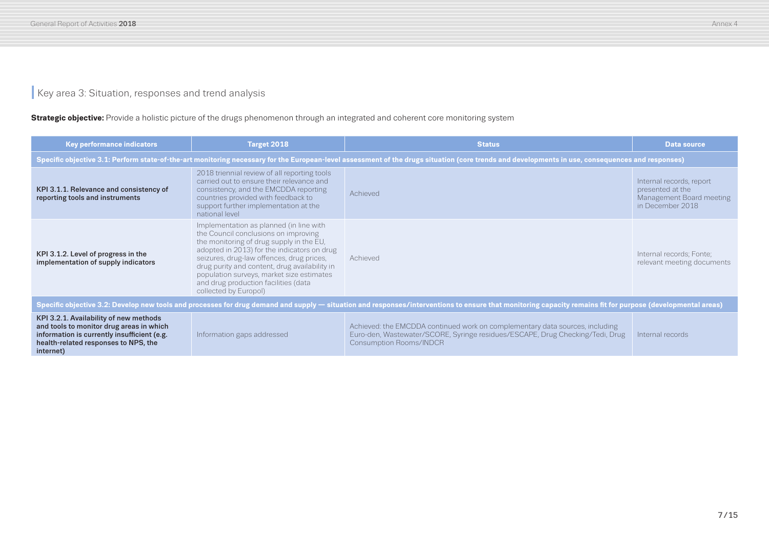## Key area 3: Situation, responses and trend analysis

**Strategic objective:** Provide a holistic picture of the drugs phenomenon through an integrated and coherent core monitoring system

| Key performance indicators | Target 2018 | Status | Data source |
|---|---|---|---|
| **Specific objective 3.1: Perform state-of-the-art monitoring necessary for the European-level assessment of the drugs situation (core trends and developments in use, consequences and responses)** | | | |
| **KPI 3.1.1. Relevance and consistency of reporting tools and instruments** | 2018 triennial review of all reporting tools carried out to ensure their relevance and consistency, and the EMCDDA reporting countries provided with feedback to support further implementation at the national level | Achieved | Internal records, report presented at the Management Board meeting in December 2018 |
| **KPI 3.1.2. Level of progress in the implementation of supply indicators** | Implementation as planned (in line with the Council conclusions on improving the monitoring of drug supply in the EU, adopted in 2013) for the indicators on drug seizures, drug-law offences, drug prices, drug purity and content, drug availability in population surveys, market size estimates and drug production facilities (data collected by Europol) | Achieved | Internal records; Fonte; relevant meeting documents |
| **Specific objective 3.2: Develop new tools and processes for drug demand and supply — situation and responses/interventions to ensure that monitoring capacity remains fit for purpose (developmental areas)** | | | |
| **KPI 3.2.1. Availability of new methods and tools to monitor drug areas in which information is currently insufficient (e.g. health-related responses to NPS, the internet)** | Information gaps addressed | Achieved: the EMCDDA continued work on complementary data sources, including Euro-den, Wastewater/SCORE, Syringe residues/ESCAPE, Drug Checking/Tedi, Drug Consumption Rooms/INDCR | Internal records |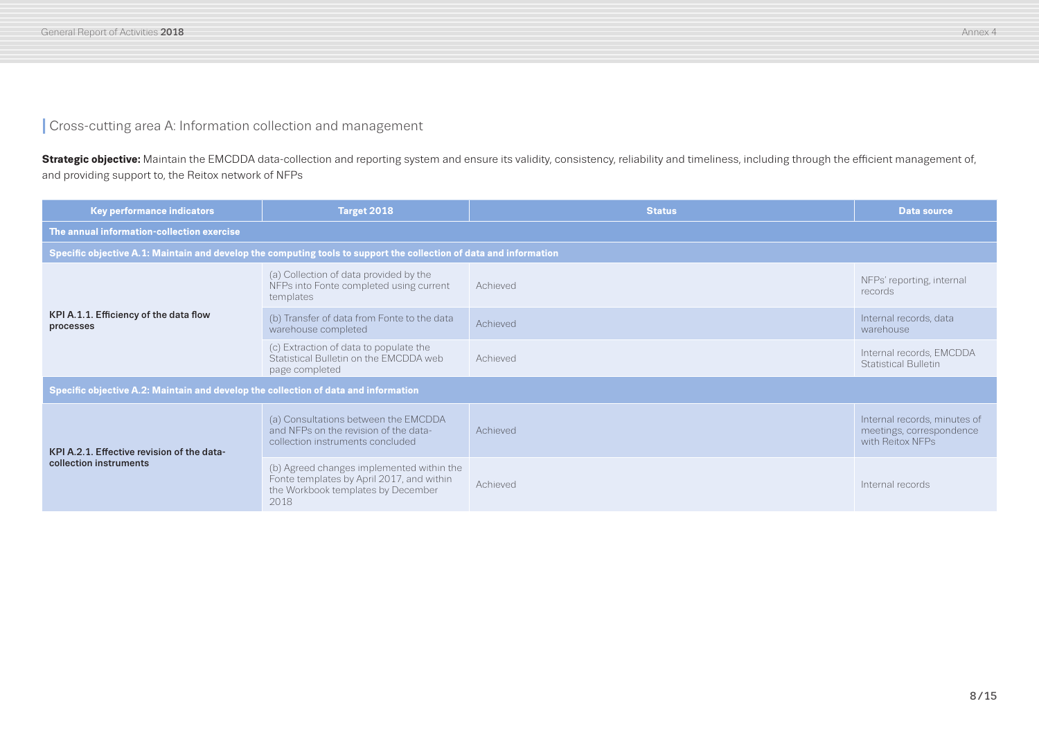## Cross-cutting area A: Information collection and management

**Strategic objective:** Maintain the EMCDDA data-collection and reporting system and ensure its validity, consistency, reliability and timeliness, including through the efficient management of, and providing support to, the Reitox network of NFPs

| Key performance indicators | Target 2018 | Status | Data source |
|---|---|---|---|
| **The annual information-collection exercise** | | | |
| **Specific objective A.1: Maintain and develop the computing tools to support the collection of data and information** | | | |
| **KPI A.1.1. Efficiency of the data flow processes** | (a) Collection of data provided by the NFPs into Fonte completed using current templates | Achieved | NFPs' reporting, internal records |
| | (b) Transfer of data from Fonte to the data warehouse completed | Achieved | Internal records, data warehouse |
| | (c) Extraction of data to populate the Statistical Bulletin on the EMCDDA web page completed | Achieved | Internal records, EMCDDA Statistical Bulletin |
| **Specific objective A.2: Maintain and develop the collection of data and information** | | | |
| **KPI A.2.1. Effective revision of the data-collection instruments** | (a) Consultations between the EMCDDA and NFPs on the revision of the data-collection instruments concluded | Achieved | Internal records, minutes of meetings, correspondence with Reitox NFPs |
| | (b) Agreed changes implemented within the Fonte templates by April 2017, and within the Workbook templates by December 2018 | Achieved | Internal records |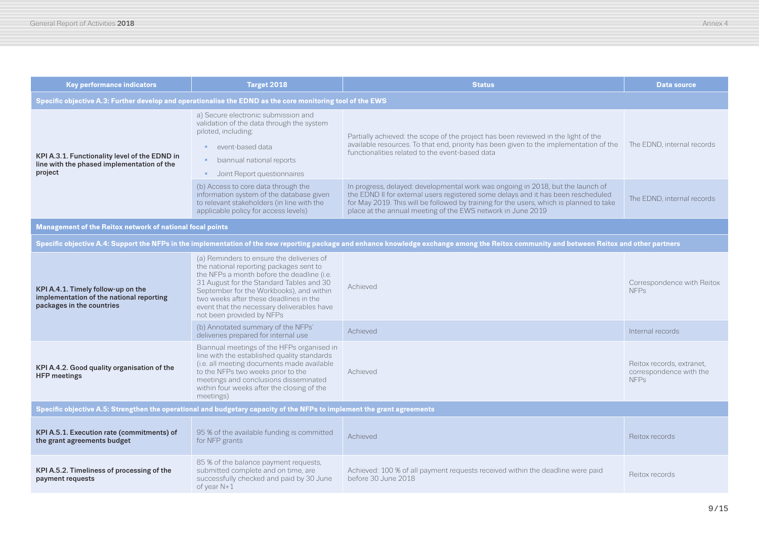| Key performance indicators | Target 2018 | Status | Data source |
|---|---|---|---|
| **Specific objective A.3: Further develop and operationalise the EDND as the core monitoring tool of the EWS** | | | |
| **KPI A.3.1. Functionality level of the EDND in line with the phased implementation of the project** | a) Secure electronic submission and validation of the data through the system piloted, including: ▪ event-based data ▪ biannual national reports ▪ Joint Report questionnaires | Partially achieved: the scope of the project has been reviewed in the light of the available resources. To that end, priority has been given to the implementation of the functionalities related to the event-based data | The EDND, internal records |
| | (b) Access to core data through the information system of the database given to relevant stakeholders (in line with the applicable policy for access levels) | In progress, delayed: developmental work was ongoing in 2018, but the launch of the EDND II for external users registered some delays and it has been rescheduled for May 2019. This will be followed by training for the users, which is planned to take place at the annual meeting of the EWS network in June 2019 | The EDND, internal records |
| **Management of the Reitox network of national focal points** | | | |
| **Specific objective A.4: Support the NFPs in the implementation of the new reporting package and enhance knowledge exchange among the Reitox community and between Reitox and other partners** | | | |
| **KPI A.4.1. Timely follow-up on the implementation of the national reporting packages in the countries** | (a) Reminders to ensure the deliveries of the national reporting packages sent to the NFPs a month before the deadline (i.e. 31 August for the Standard Tables and 30 September for the Workbooks), and within two weeks after these deadlines in the event that the necessary deliverables have not been provided by NFPs | Achieved | Correspondence with Reitox NFPs |
| | (b) Annotated summary of the NFPs' deliveries prepared for internal use | Achieved | Internal records |
| **KPI A.4.2. Good quality organisation of the HFP meetings** | Biannual meetings of the HFPs organised in line with the established quality standards (i.e. all meeting documents made available to the NFPs two weeks prior to the meetings and conclusions disseminated within four weeks after the closing of the meetings) | Achieved | Reitox records, extranet, correspondence with the NFPs |
| **Specific objective A.5: Strengthen the operational and budgetary capacity of the NFPs to implement the grant agreements** | | | |
| **KPI A.5.1. Execution rate (commitments) of the grant agreements budget** | 95 % of the available funding is committed for NFP grants | Achieved | Reitox records |
| **KPI A.5.2. Timeliness of processing of the payment requests** | 85 % of the balance payment requests, submitted complete and on time, are successfully checked and paid by 30 June of year N+1 | Achieved: 100 % of all payment requests received within the deadline were paid before 30 June 2018 | Reitox records |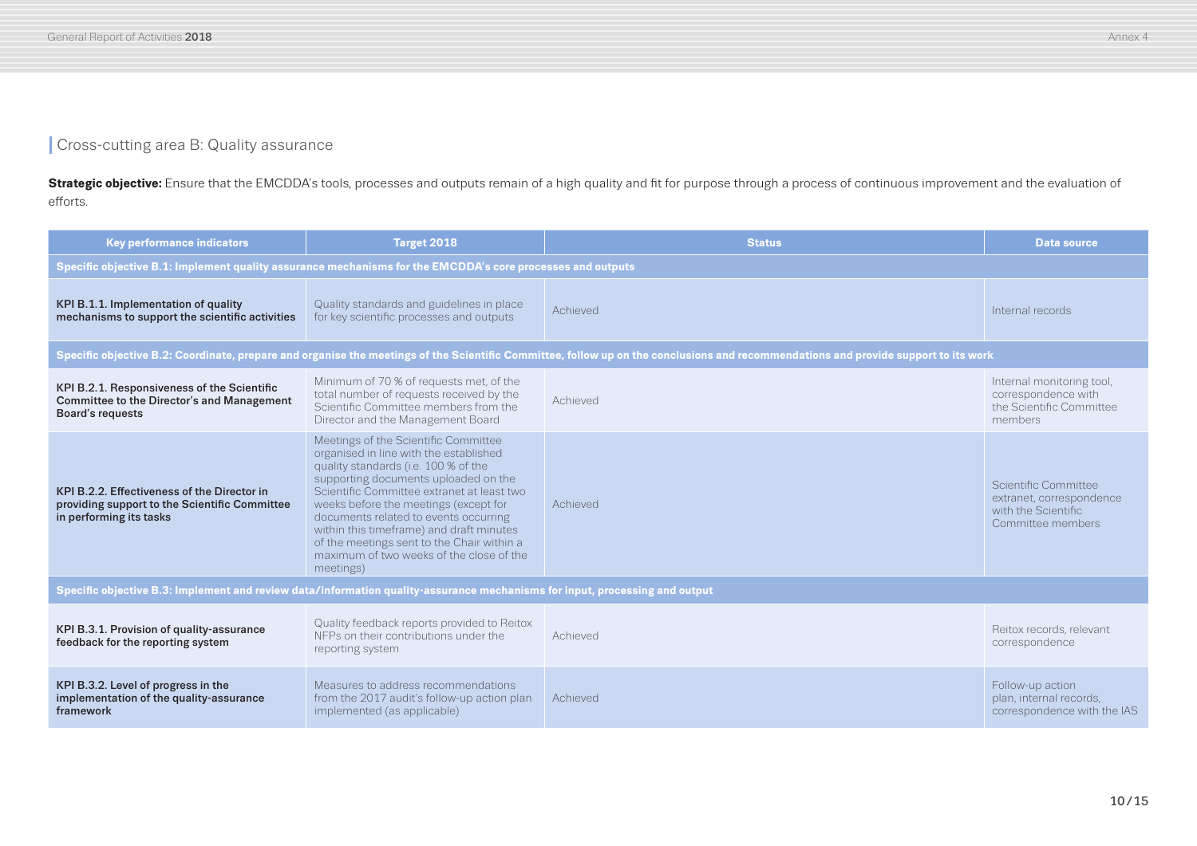## Cross-cutting area B: Quality assurance

**Strategic objective:** Ensure that the EMCDDA's tools, processes and outputs remain of a high quality and fit for purpose through a process of continuous improvement and the evaluation of efforts.

| Key performance indicators | Target 2018 | Status | Data source |
|---|---|---|---|
| **Specific objective B.1: Implement quality assurance mechanisms for the EMCDDA's core processes and outputs** | | | |
| **KPI B.1.1. Implementation of quality mechanisms to support the scientific activities** | Quality standards and guidelines in place for key scientific processes and outputs | Achieved | Internal records |
| **Specific objective B.2: Coordinate, prepare and organise the meetings of the Scientific Committee, follow up on the conclusions and recommendations and provide support to its work** | | | |
| **KPI B.2.1. Responsiveness of the Scientific Committee to the Director's and Management Board's requests** | Minimum of 70 % of requests met, of the total number of requests received by the Scientific Committee members from the Director and the Management Board | Achieved | Internal monitoring tool, correspondence with the Scientific Committee members |
| **KPI B.2.2. Effectiveness of the Director in providing support to the Scientific Committee in performing its tasks** | Meetings of the Scientific Committee organised in line with the established quality standards (i.e. 100 % of the supporting documents uploaded on the Scientific Committee extranet at least two weeks before the meetings (except for documents related to events occurring within this timeframe) and draft minutes of the meetings sent to the Chair within a maximum of two weeks of the close of the meetings) | Achieved | Scientific Committee extranet, correspondence with the Scientific Committee members |
| **Specific objective B.3: Implement and review data/information quality-assurance mechanisms for input, processing and output** | | | |
| **KPI B.3.1. Provision of quality-assurance feedback for the reporting system** | Quality feedback reports provided to Reitox NFPs on their contributions under the reporting system | Achieved | Reitox records, relevant correspondence |
| **KPI B.3.2. Level of progress in the implementation of the quality-assurance framework** | Measures to address recommendations from the 2017 audit's follow-up action plan implemented (as applicable) | Achieved | Follow-up action plan, internal records, correspondence with the IAS |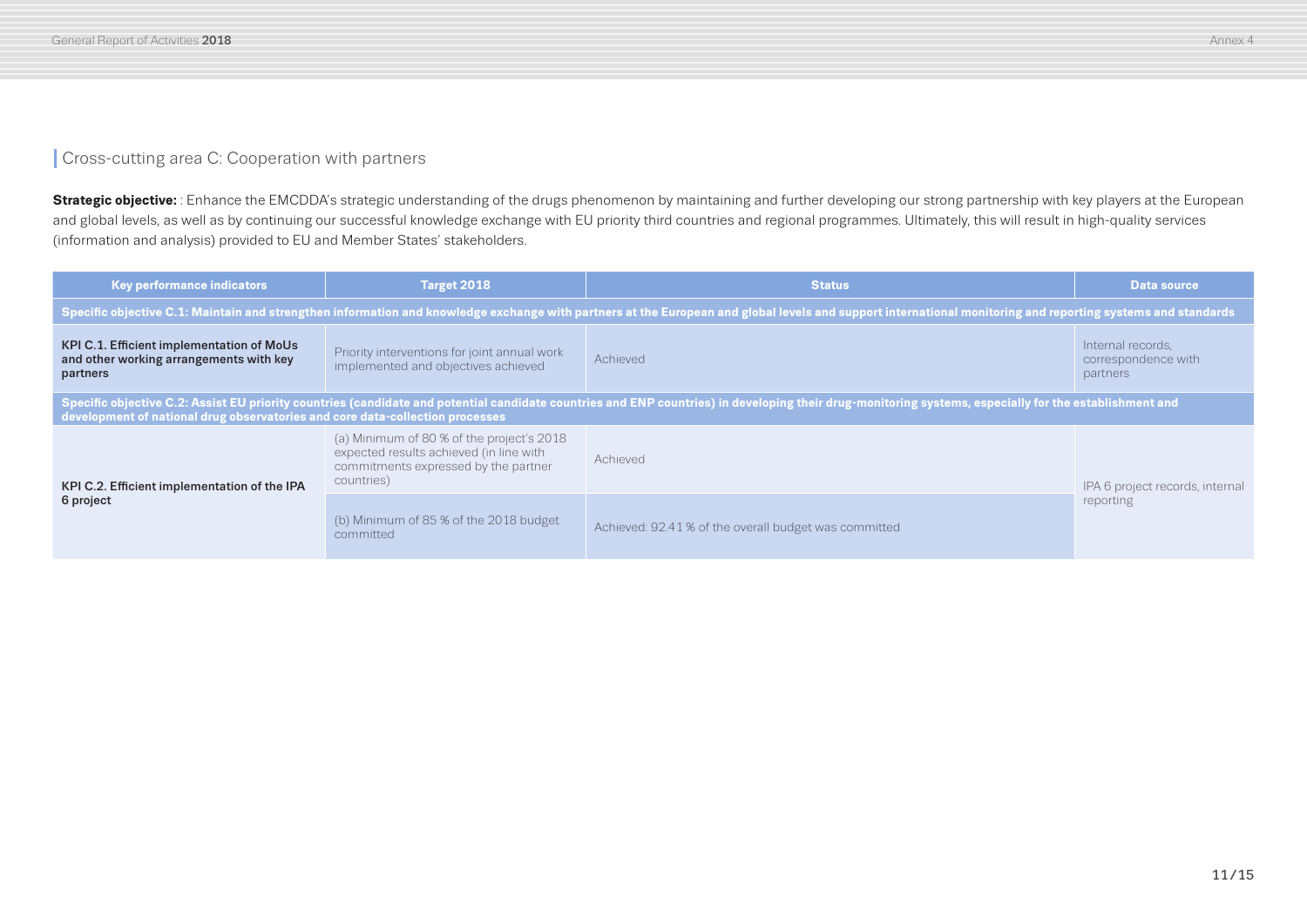## Cross-cutting area C: Cooperation with partners

**Strategic objective:** : Enhance the EMCDDA's strategic understanding of the drugs phenomenon by maintaining and further developing our strong partnership with key players at the European and global levels, as well as by continuing our successful knowledge exchange with EU priority third countries and regional programmes. Ultimately, this will result in high-quality services (information and analysis) provided to EU and Member States' stakeholders.

| Key performance indicators | Target 2018 | Status | Data source |
|---|---|---|---|
| **Specific objective C.1: Maintain and strengthen information and knowledge exchange with partners at the European and global levels and support international monitoring and reporting systems and standards** | | | |
| **KPI C.1. Efficient implementation of MoUs and other working arrangements with key partners** | Priority interventions for joint annual work implemented and objectives achieved | Achieved | Internal records, correspondence with partners |
| **Specific objective C.2: Assist EU priority countries (candidate and potential candidate countries and ENP countries) in developing their drug-monitoring systems, especially for the establishment and development of national drug observatories and core data-collection processes** | | | |
| **KPI C.2. Efficient implementation of the IPA 6 project** | (a) Minimum of 80 % of the project's 2018 expected results achieved (in line with commitments expressed by the partner countries) | Achieved | IPA 6 project records, internal reporting |
| | (b) Minimum of 85 % of the 2018 budget committed | Achieved: 92.41 % of the overall budget was committed | |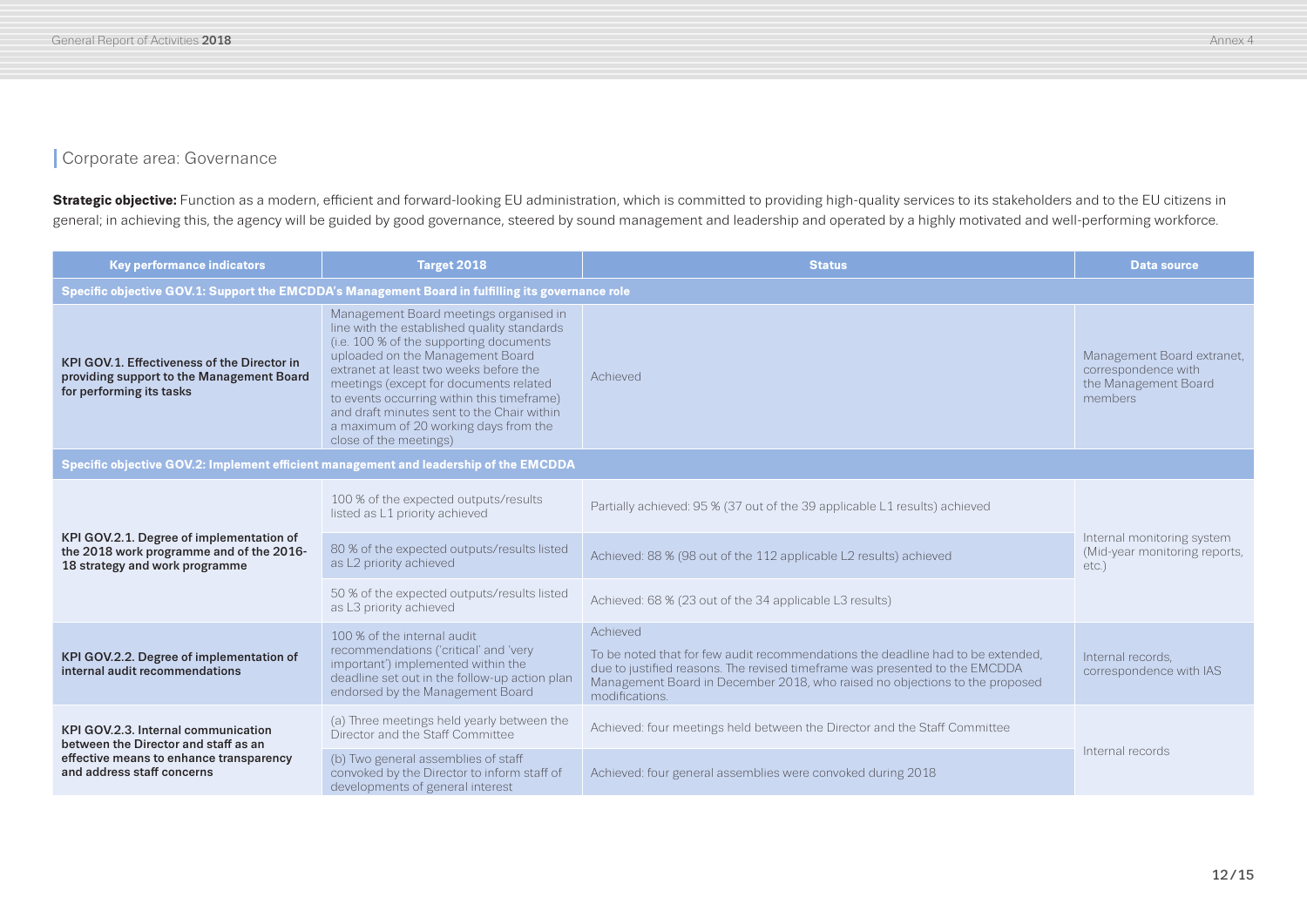## Corporate area: Governance

**Strategic objective:** Function as a modern, efficient and forward-looking EU administration, which is committed to providing high-quality services to its stakeholders and to the EU citizens in general; in achieving this, the agency will be guided by good governance, steered by sound management and leadership and operated by a highly motivated and well-performing workforce.

| Key performance indicators | Target 2018 | Status | Data source |
|---|---|---|---|
| **Specific objective GOV.1: Support the EMCDDA's Management Board in fulfilling its governance role** | | | |
| **KPI GOV.1. Effectiveness of the Director in providing support to the Management Board for performing its tasks** | Management Board meetings organised in line with the established quality standards (i.e. 100 % of the supporting documents uploaded on the Management Board extranet at least two weeks before the meetings (except for documents related to events occurring within this timeframe) and draft minutes sent to the Chair within a maximum of 20 working days from the close of the meetings) | Achieved | Management Board extranet, correspondence with the Management Board members |
| **Specific objective GOV.2: Implement efficient management and leadership of the EMCDDA** | | | |
| **KPI GOV.2.1. Degree of implementation of the 2018 work programme and of the 2016-18 strategy and work programme** | 100 % of the expected outputs/results listed as L1 priority achieved | Partially achieved: 95 % (37 out of the 39 applicable L1 results) achieved | Internal monitoring system (Mid-year monitoring reports, etc.) |
| | 80 % of the expected outputs/results listed as L2 priority achieved | Achieved: 88 % (98 out of the 112 applicable L2 results) achieved | |
| | 50 % of the expected outputs/results listed as L3 priority achieved | Achieved: 68 % (23 out of the 34 applicable L3 results) | |
| **KPI GOV.2.2. Degree of implementation of internal audit recommendations** | 100 % of the internal audit recommendations ('critical' and 'very important') implemented within the deadline set out in the follow-up action plan endorsed by the Management Board | Achieved<br><br>To be noted that for few audit recommendations the deadline had to be extended, due to justified reasons. The revised timeframe was presented to the EMCDDA Management Board in December 2018, who raised no objections to the proposed modifications. | Internal records, correspondence with IAS |
| **KPI GOV.2.3. Internal communication between the Director and staff as an effective means to enhance transparency and address staff concerns** | (a) Three meetings held yearly between the Director and the Staff Committee | Achieved: four meetings held between the Director and the Staff Committee | Internal records |
| | (b) Two general assemblies of staff convoked by the Director to inform staff of developments of general interest | Achieved: four general assemblies were convoked during 2018 | |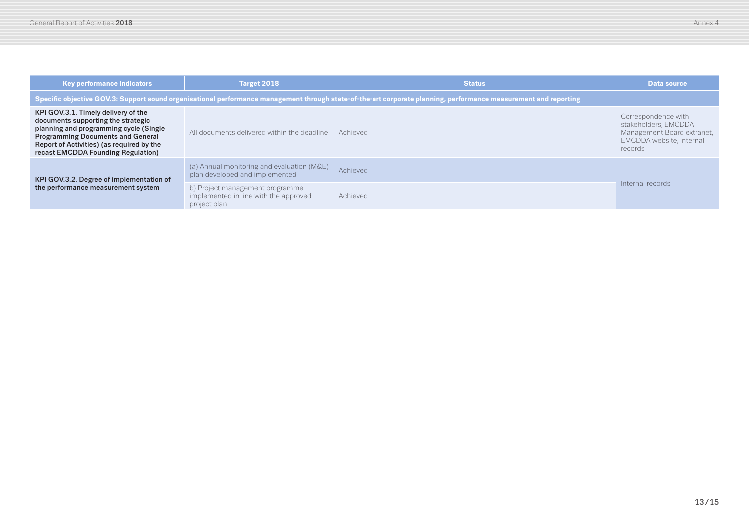| Key performance indicators | Target 2018 | Status | Data source |
|---|---|---|---|
| **Specific objective GOV.3: Support sound organisational performance management through state-of-the-art corporate planning, performance measurement and reporting** | | | |
| **KPI GOV.3.1. Timely delivery of the documents supporting the strategic planning and programming cycle (Single Programming Documents and General Report of Activities) (as required by the recast EMCDDA Founding Regulation)** | All documents delivered within the deadline | Achieved | Correspondence with stakeholders, EMCDDA Management Board extranet, EMCDDA website, internal records |
| **KPI GOV.3.2. Degree of implementation of the performance measurement system** | (a) Annual monitoring and evaluation (M&E) plan developed and implemented | Achieved | Internal records |
| | b) Project management programme implemented in line with the approved project plan | Achieved | |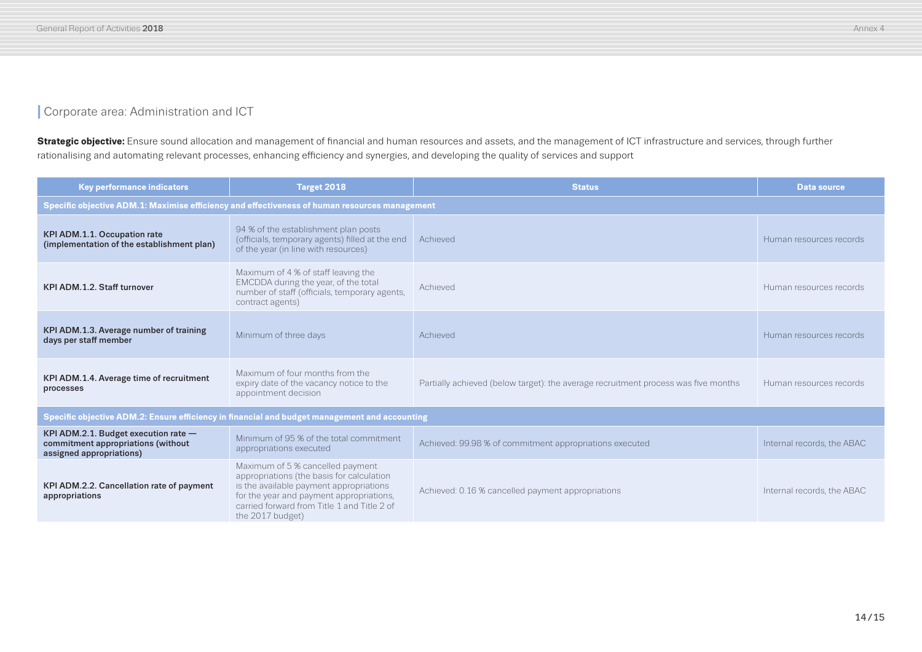## Corporate area: Administration and ICT

**Strategic objective:** Ensure sound allocation and management of financial and human resources and assets, and the management of ICT infrastructure and services, through further rationalising and automating relevant processes, enhancing efficiency and synergies, and developing the quality of services and support

| Key performance indicators | Target 2018 | Status | Data source |
|---|---|---|---|
| **Specific objective ADM.1: Maximise efficiency and effectiveness of human resources management** | | | |
| **KPI ADM.1.1. Occupation rate (implementation of the establishment plan)** | 94 % of the establishment plan posts (officials, temporary agents) filled at the end of the year (in line with resources) | Achieved | Human resources records |
| **KPI ADM.1.2. Staff turnover** | Maximum of 4 % of staff leaving the EMCDDA during the year, of the total number of staff (officials, temporary agents, contract agents) | Achieved | Human resources records |
| **KPI ADM.1.3. Average number of training days per staff member** | Minimum of three days | Achieved | Human resources records |
| **KPI ADM.1.4. Average time of recruitment processes** | Maximum of four months from the expiry date of the vacancy notice to the appointment decision | Partially achieved (below target): the average recruitment process was five months | Human resources records |
| **Specific objective ADM.2: Ensure efficiency in financial and budget management and accounting** | | | |
| **KPI ADM.2.1. Budget execution rate — commitment appropriations (without assigned appropriations)** | Minimum of 95 % of the total commitment appropriations executed | Achieved: 99.98 % of commitment appropriations executed | Internal records, the ABAC |
| **KPI ADM.2.2. Cancellation rate of payment appropriations** | Maximum of 5 % cancelled payment appropriations (the basis for calculation is the available payment appropriations for the year and payment appropriations, carried forward from Title 1 and Title 2 of the 2017 budget) | Achieved: 0.16 % cancelled payment appropriations | Internal records, the ABAC |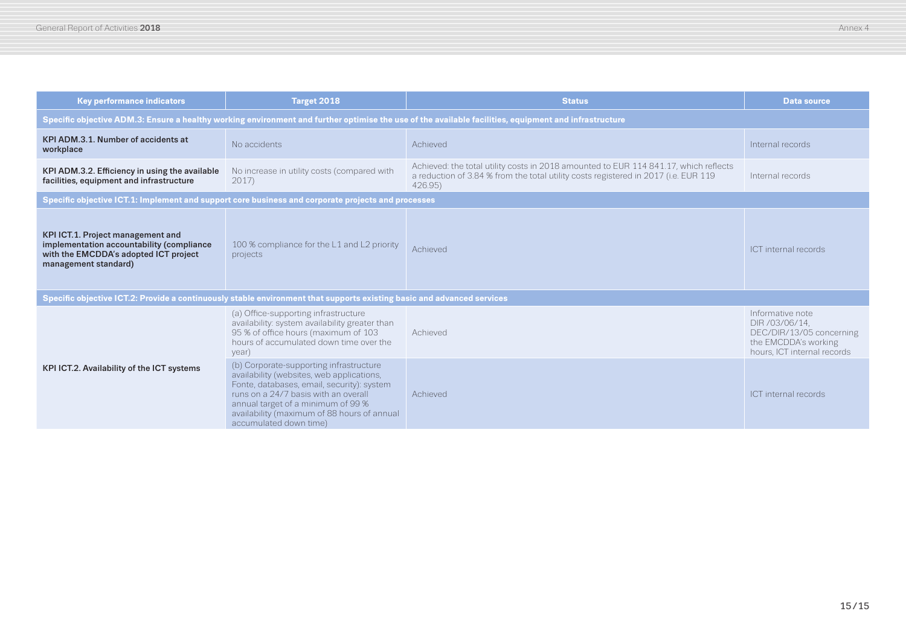| Key performance indicators | Target 2018 | Status | Data source |
|---|---|---|---|
| **Specific objective ADM.3: Ensure a healthy working environment and further optimise the use of the available facilities, equipment and infrastructure** | | | |
| **KPI ADM.3.1. Number of accidents at workplace** | No accidents | Achieved | Internal records |
| **KPI ADM.3.2. Efficiency in using the available facilities, equipment and infrastructure** | No increase in utility costs (compared with 2017) | Achieved: the total utility costs in 2018 amounted to EUR 114 841.17, which reflects a reduction of 3.84 % from the total utility costs registered in 2017 (i.e. EUR 119 426.95) | Internal records |
| **Specific objective ICT.1: Implement and support core business and corporate projects and processes** | | | |
| **KPI ICT.1. Project management and implementation accountability (compliance with the EMCDDA's adopted ICT project management standard)** | 100 % compliance for the L1 and L2 priority projects | Achieved | ICT internal records |
| **Specific objective ICT.2: Provide a continuously stable environment that supports existing basic and advanced services** | | | |
| **KPI ICT.2. Availability of the ICT systems** | (a) Office-supporting infrastructure availability: system availability greater than 95 % of office hours (maximum of 103 hours of accumulated down time over the year) | Achieved | Informative note DIR /03/06/14, DEC/DIR/13/05 concerning the EMCDDA's working hours, ICT internal records |
| | (b) Corporate-supporting infrastructure availability (websites, web applications, Fonte, databases, email, security): system runs on a 24/7 basis with an overall annual target of a minimum of 99 % availability (maximum of 88 hours of annual accumulated down time) | Achieved | ICT internal records |